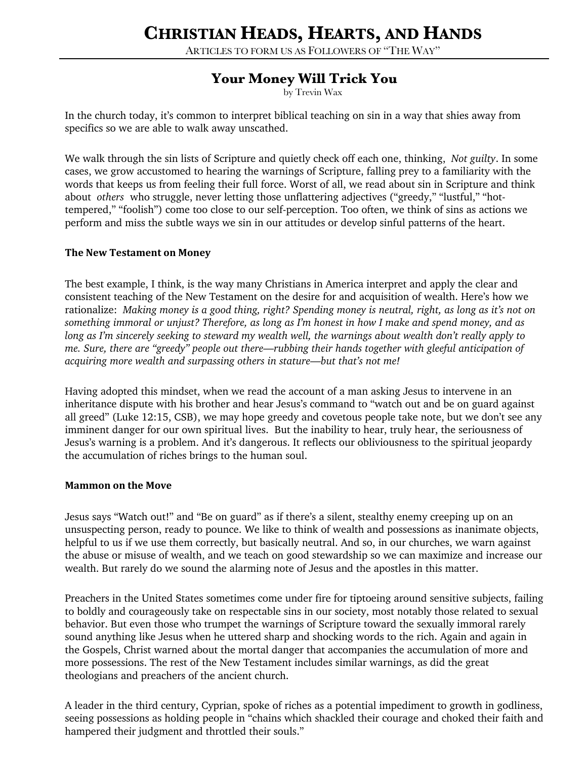# Your Money Will Trick You

by Trevin Wax

In the church today, it's common to interpret biblical teaching on sin in a way that shies away from specifics so we are able to walk away unscathed.

We walk through the sin lists of Scripture and quietly check off each one, thinking, *Not guilty*. In some cases, we grow accustomed to hearing the warnings of Scripture, falling prey to a familiarity with the words that keeps us from feeling their full force. Worst of all, we read about sin in Scripture and think about *others* who struggle, never letting those unflattering adjectives ("greedy," "lustful," "hot-tempered," "foolish") come too close to our self-perception. Too often, we think of sins as actions we perform and miss the subtle ways we sin in our attitudes or develop sinful patterns of the heart.

### The New Testament on Money

The best example, I think, is the way many Christians in America interpret and apply the clear and consistent teaching of the New Testament on the desire for and acquisition of wealth. Here's how we rationalize: *Making money is a good thing, right? Spending money is neutral, right, as long as it's not on something immoral or unjust? Therefore, as long as I'm honest in how I make and spend money, and as long as I'm sincerely seeking to steward my wealth well, the warnings about wealth don't really apply to me. Sure, there are "greedy" people out there—rubbing their hands together with gleeful anticipation of acquiring more wealth and surpassing others in stature—but that's not me!*

Having adopted this mindset, when we read the account of a man asking Jesus to intervene in an inheritance dispute with his brother and hear Jesus's command to "watch out and be on guard against all greed" (Luke 12:15, CSB), we may hope greedy and covetous people take note, but we don't see any imminent danger for our own spiritual lives. But the inability to hear, truly hear, the seriousness of Jesus's warning is a problem. And it's dangerous. It reflects our obliviousness to the spiritual jeopardy the accumulation of riches brings to the human soul.

### Mammon on the Move

Jesus says "Watch out!" and "Be on guard" as if there's a silent, stealthy enemy creeping up on an unsuspecting person, ready to pounce. We like to think of wealth and possessions as inanimate objects, helpful to us if we use them correctly, but basically neutral. And so, in our churches, we warn against the abuse or misuse of wealth, and we teach on good stewardship so we can maximize and increase our wealth. But rarely do we sound the alarming note of Jesus and the apostles in this matter.

Preachers in the United States sometimes come under fire for tiptoeing around sensitive subjects, failing to boldly and courageously take on respectable sins in our society, most notably those related to sexual behavior. But even those who trumpet the warnings of Scripture toward the sexually immoral rarely sound anything like Jesus when he uttered sharp and shocking words to the rich. Again and again in the Gospels, Christ warned about the mortal danger that accompanies the accumulation of more and more possessions. The rest of the New Testament includes similar warnings, as did the great theologians and preachers of the ancient church.

A leader in the third century, Cyprian, spoke of riches as a potential impediment to growth in godliness, seeing possessions as holding people in "chains which shackled their courage and choked their faith and hampered their judgment and throttled their souls."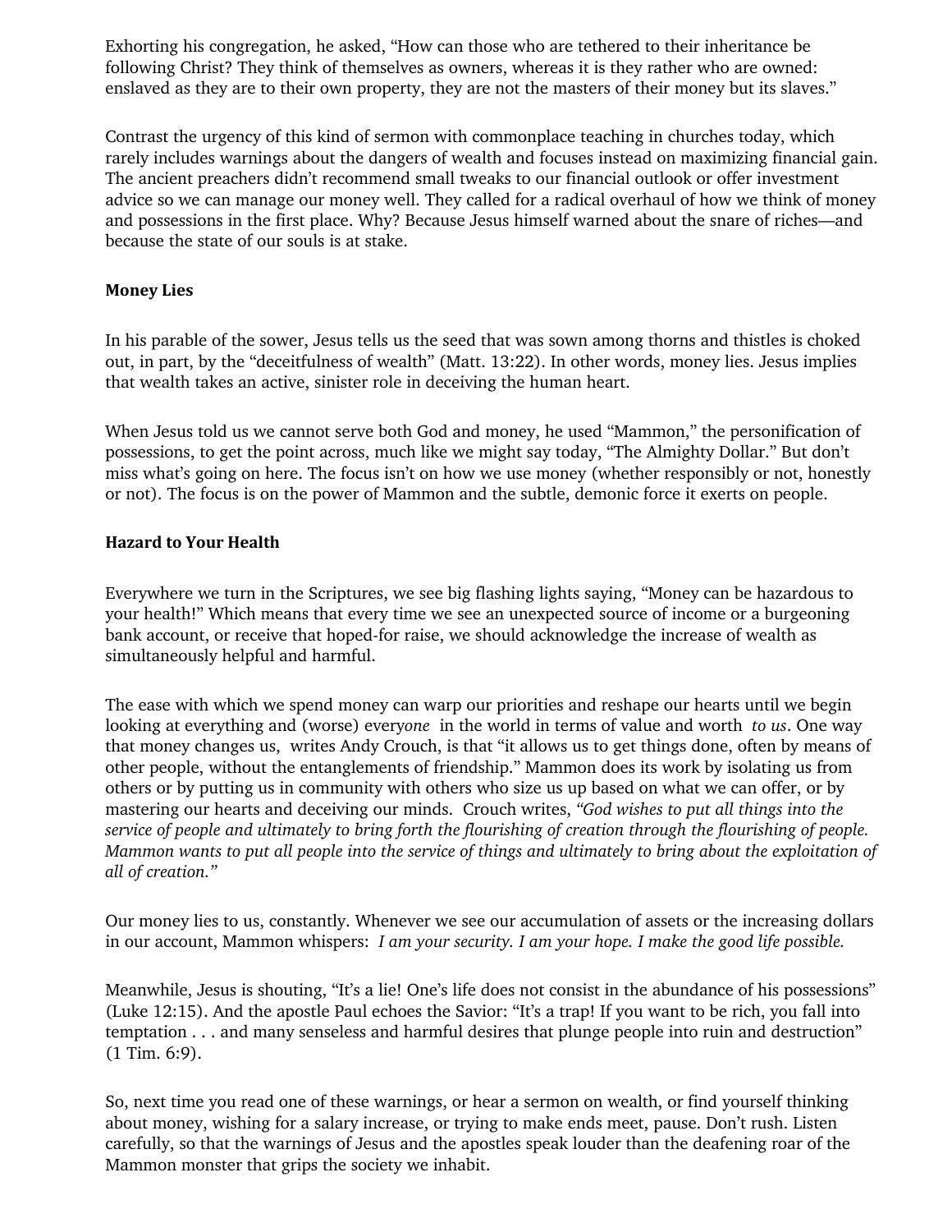Exhorting his congregation, he asked, "How can those who are tethered to their inheritance be following Christ? They think of themselves as owners, whereas it is they rather who are owned: enslaved as they are to their own property, they are not the masters of their money but its slaves."

Contrast the urgency of this kind of sermon with commonplace teaching in churches today, which rarely includes warnings about the dangers of wealth and focuses instead on maximizing financial gain. The ancient preachers didn't recommend small tweaks to our financial outlook or offer investment advice so we can manage our money well. They called for a radical overhaul of how we think of money and possessions in the first place. Why? Because Jesus himself warned about the snare of riches—and because the state of our souls is at stake.

**Money Lies**

In his parable of the sower, Jesus tells us the seed that was sown among thorns and thistles is choked out, in part, by the "deceitfulness of wealth" (Matt. 13:22). In other words, money lies. Jesus implies that wealth takes an active, sinister role in deceiving the human heart.

When Jesus told us we cannot serve both God and money, he used "Mammon," the personification of possessions, to get the point across, much like we might say today, "The Almighty Dollar." But don't miss what's going on here. The focus isn't on how we use money (whether responsibly or not, honestly or not). The focus is on the power of Mammon and the subtle, demonic force it exerts on people.

**Hazard to Your Health**

Everywhere we turn in the Scriptures, we see big flashing lights saying, "Money can be hazardous to your health!" Which means that every time we see an unexpected source of income or a burgeoning bank account, or receive that hoped-for raise, we should acknowledge the increase of wealth as simultaneously helpful and harmful.

The ease with which we spend money can warp our priorities and reshape our hearts until we begin looking at everything and (worse) every*one* in the world in terms of value and worth *to us*. One way that money changes us, writes Andy Crouch, is that "it allows us to get things done, often by means of other people, without the entanglements of friendship." Mammon does its work by isolating us from others or by putting us in community with others who size us up based on what we can offer, or by mastering our hearts and deceiving our minds. Crouch writes, *"God wishes to put all things into the service of people and ultimately to bring forth the flourishing of creation through the flourishing of people. Mammon wants to put all people into the service of things and ultimately to bring about the exploitation of all of creation."*

Our money lies to us, constantly. Whenever we see our accumulation of assets or the increasing dollars in our account, Mammon whispers: *I am your security. I am your hope. I make the good life possible.*

Meanwhile, Jesus is shouting, "It's a lie! One's life does not consist in the abundance of his possessions" (Luke 12:15). And the apostle Paul echoes the Savior: "It's a trap! If you want to be rich, you fall into temptation . . . and many senseless and harmful desires that plunge people into ruin and destruction" (1 Tim. 6:9).

So, next time you read one of these warnings, or hear a sermon on wealth, or find yourself thinking about money, wishing for a salary increase, or trying to make ends meet, pause. Don't rush. Listen carefully, so that the warnings of Jesus and the apostles speak louder than the deafening roar of the Mammon monster that grips the society we inhabit.